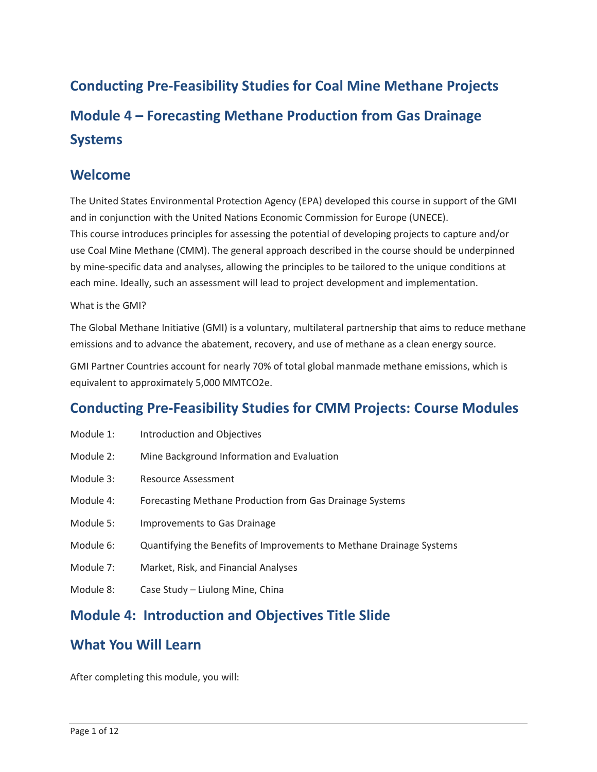# Conducting Pre-Feasibility Studies for Coal Mine Methane Projects

# Module 4 – Forecasting Methane Production from Gas Drainage Systems

## Welcome

The United States Environmental Protection Agency (EPA) developed this course in support of the GMI and in conjunction with the United Nations Economic Commission for Europe (UNECE).
This course introduces principles for assessing the potential of developing projects to capture and/or use Coal Mine Methane (CMM). The general approach described in the course should be underpinned by mine-specific data and analyses, allowing the principles to be tailored to the unique conditions at each mine. Ideally, such an assessment will lead to project development and implementation.

What is the GMI?

The Global Methane Initiative (GMI) is a voluntary, multilateral partnership that aims to reduce methane emissions and to advance the abatement, recovery, and use of methane as a clean energy source.

GMI Partner Countries account for nearly 70% of total global manmade methane emissions, which is equivalent to approximately 5,000 $MMTCO_2e$.

## Conducting Pre-Feasibility Studies for CMM Projects: Course Modules

| | |
|---|---|
| Module 1: | Introduction and Objectives |
| Module 2: | Mine Background Information and Evaluation |
| Module 3: | Resource Assessment |
| Module 4: | Forecasting Methane Production from Gas Drainage Systems |
| Module 5: | Improvements to Gas Drainage |
| Module 6: | Quantifying the Benefits of Improvements to Methane Drainage Systems |
| Module 7: | Market, Risk, and Financial Analyses |
| Module 8: | Case Study – Liulong Mine, China |

## Module 4: Introduction and Objectives Title Slide

## What You Will Learn

After completing this module, you will: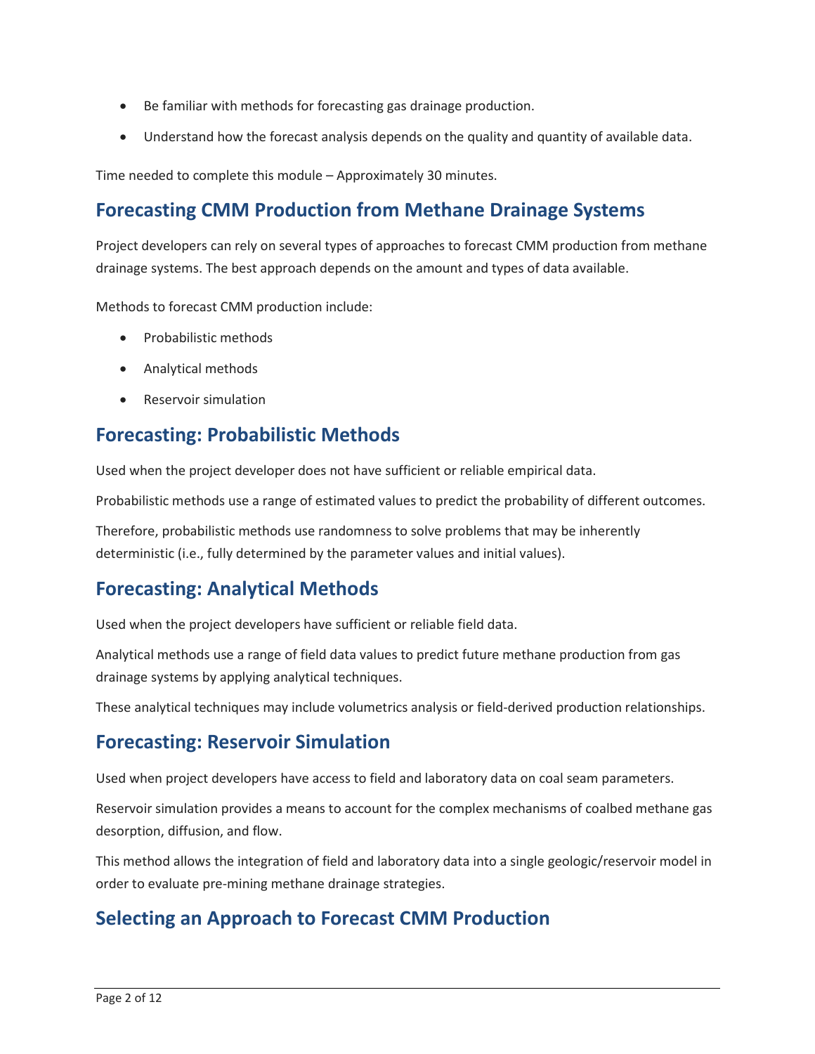- Be familiar with methods for forecasting gas drainage production.
- Understand how the forecast analysis depends on the quality and quantity of available data.

Time needed to complete this module – Approximately 30 minutes.

## Forecasting CMM Production from Methane Drainage Systems

Project developers can rely on several types of approaches to forecast CMM production from methane drainage systems. The best approach depends on the amount and types of data available.

Methods to forecast CMM production include:

- Probabilistic methods
- Analytical methods
- Reservoir simulation

## Forecasting: Probabilistic Methods

Used when the project developer does not have sufficient or reliable empirical data.

Probabilistic methods use a range of estimated values to predict the probability of different outcomes.

Therefore, probabilistic methods use randomness to solve problems that may be inherently deterministic (i.e., fully determined by the parameter values and initial values).

## Forecasting: Analytical Methods

Used when the project developers have sufficient or reliable field data.

Analytical methods use a range of field data values to predict future methane production from gas drainage systems by applying analytical techniques.

These analytical techniques may include volumetrics analysis or field-derived production relationships.

## Forecasting: Reservoir Simulation

Used when project developers have access to field and laboratory data on coal seam parameters.

Reservoir simulation provides a means to account for the complex mechanisms of coalbed methane gas desorption, diffusion, and flow.

This method allows the integration of field and laboratory data into a single geologic/reservoir model in order to evaluate pre-mining methane drainage strategies.

## Selecting an Approach to Forecast CMM Production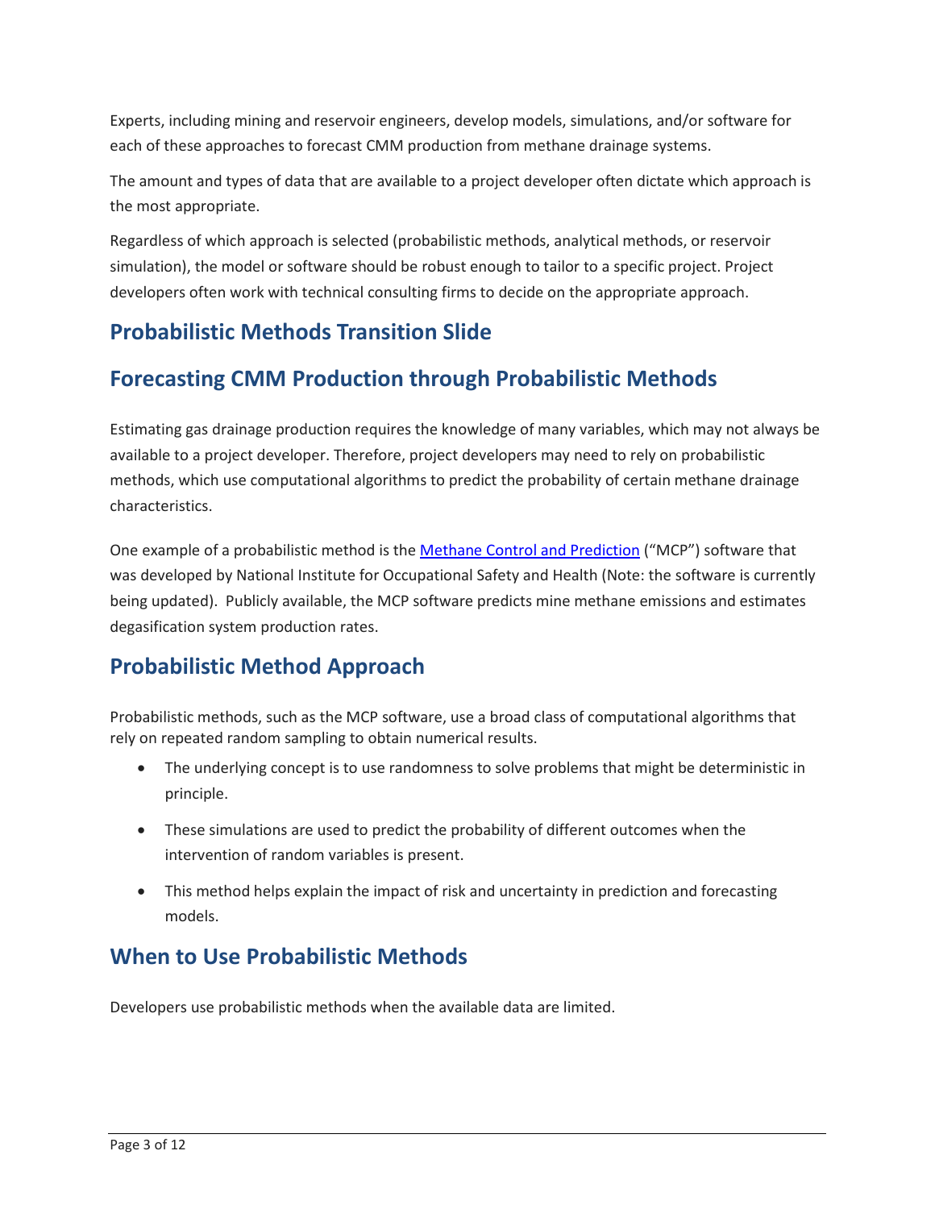Experts, including mining and reservoir engineers, develop models, simulations, and/or software for each of these approaches to forecast CMM production from methane drainage systems.

The amount and types of data that are available to a project developer often dictate which approach is the most appropriate.

Regardless of which approach is selected (probabilistic methods, analytical methods, or reservoir simulation), the model or software should be robust enough to tailor to a specific project. Project developers often work with technical consulting firms to decide on the appropriate approach.

## Probabilistic Methods Transition Slide

## Forecasting CMM Production through Probabilistic Methods

Estimating gas drainage production requires the knowledge of many variables, which may not always be available to a project developer. Therefore, project developers may need to rely on probabilistic methods, which use computational algorithms to predict the probability of certain methane drainage characteristics.

One example of a probabilistic method is the Methane Control and Prediction ("MCP") software that was developed by National Institute for Occupational Safety and Health (Note: the software is currently being updated). Publicly available, the MCP software predicts mine methane emissions and estimates degasification system production rates.

## Probabilistic Method Approach

Probabilistic methods, such as the MCP software, use a broad class of computational algorithms that rely on repeated random sampling to obtain numerical results.

- The underlying concept is to use randomness to solve problems that might be deterministic in principle.
- These simulations are used to predict the probability of different outcomes when the intervention of random variables is present.
- This method helps explain the impact of risk and uncertainty in prediction and forecasting models.

## When to Use Probabilistic Methods

Developers use probabilistic methods when the available data are limited.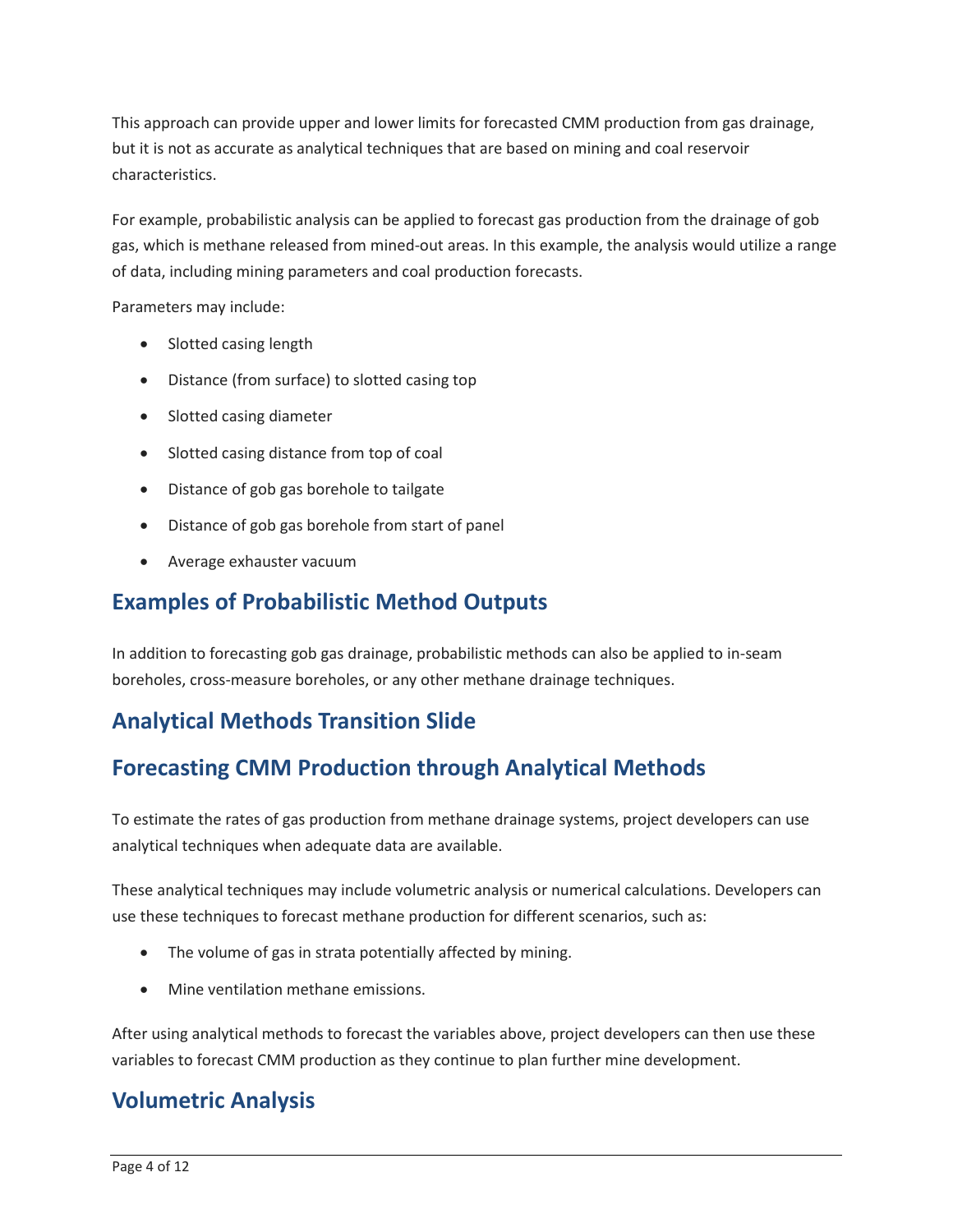This approach can provide upper and lower limits for forecasted CMM production from gas drainage, but it is not as accurate as analytical techniques that are based on mining and coal reservoir characteristics.

For example, probabilistic analysis can be applied to forecast gas production from the drainage of gob gas, which is methane released from mined-out areas. In this example, the analysis would utilize a range of data, including mining parameters and coal production forecasts.

Parameters may include:

- Slotted casing length
- Distance (from surface) to slotted casing top
- Slotted casing diameter
- Slotted casing distance from top of coal
- Distance of gob gas borehole to tailgate
- Distance of gob gas borehole from start of panel
- Average exhauster vacuum

## Examples of Probabilistic Method Outputs

In addition to forecasting gob gas drainage, probabilistic methods can also be applied to in-seam boreholes, cross-measure boreholes, or any other methane drainage techniques.

## Analytical Methods Transition Slide

## Forecasting CMM Production through Analytical Methods

To estimate the rates of gas production from methane drainage systems, project developers can use analytical techniques when adequate data are available.

These analytical techniques may include volumetric analysis or numerical calculations. Developers can use these techniques to forecast methane production for different scenarios, such as:

- The volume of gas in strata potentially affected by mining.
- Mine ventilation methane emissions.

After using analytical methods to forecast the variables above, project developers can then use these variables to forecast CMM production as they continue to plan further mine development.

## Volumetric Analysis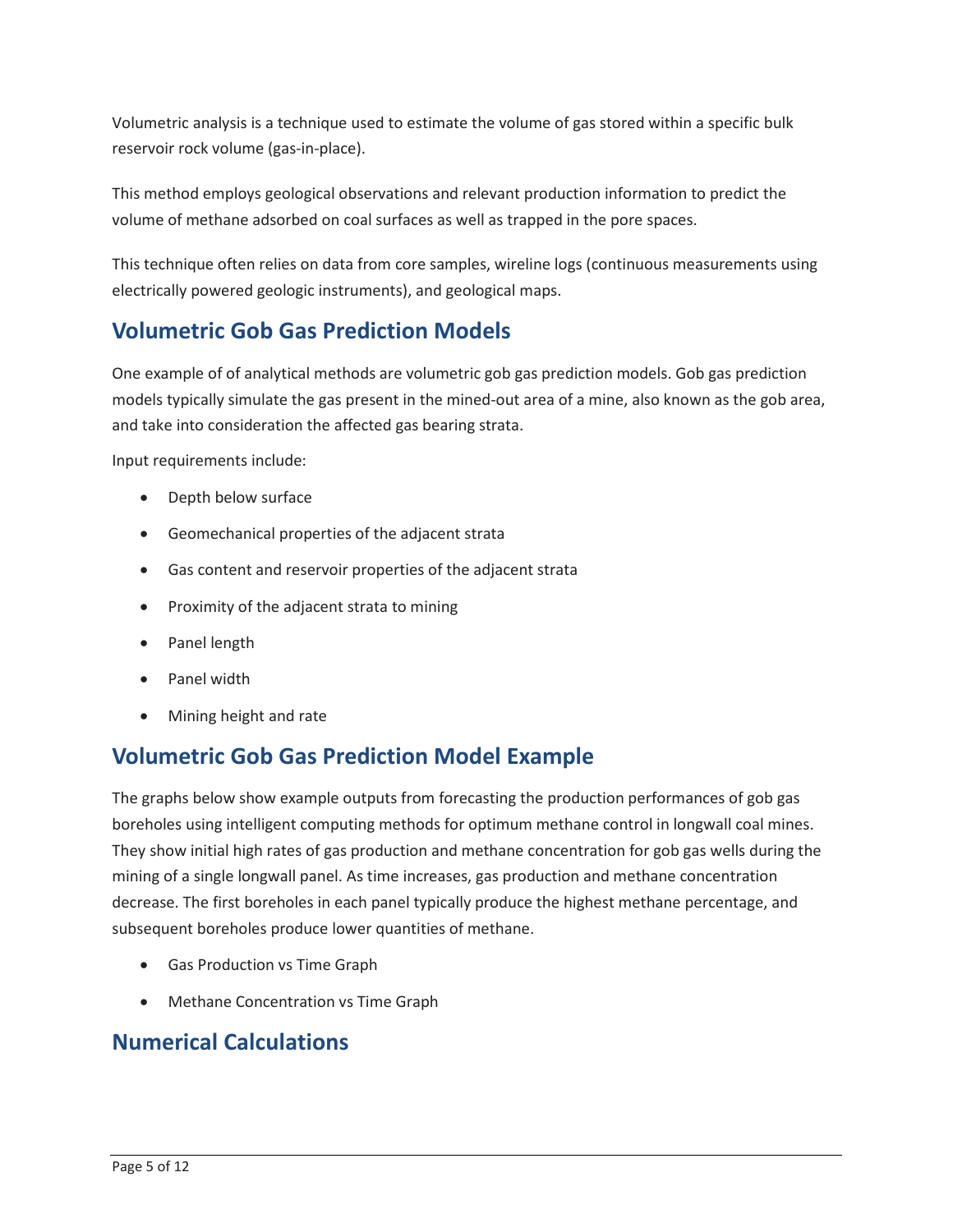Volumetric analysis is a technique used to estimate the volume of gas stored within a specific bulk reservoir rock volume (gas-in-place).

This method employs geological observations and relevant production information to predict the volume of methane adsorbed on coal surfaces as well as trapped in the pore spaces.

This technique often relies on data from core samples, wireline logs (continuous measurements using electrically powered geologic instruments), and geological maps.

## Volumetric Gob Gas Prediction Models

One example of of analytical methods are volumetric gob gas prediction models. Gob gas prediction models typically simulate the gas present in the mined-out area of a mine, also known as the gob area, and take into consideration the affected gas bearing strata.

Input requirements include:

- Depth below surface
- Geomechanical properties of the adjacent strata
- Gas content and reservoir properties of the adjacent strata
- Proximity of the adjacent strata to mining
- Panel length
- Panel width
- Mining height and rate

## Volumetric Gob Gas Prediction Model Example

The graphs below show example outputs from forecasting the production performances of gob gas boreholes using intelligent computing methods for optimum methane control in longwall coal mines. They show initial high rates of gas production and methane concentration for gob gas wells during the mining of a single longwall panel. As time increases, gas production and methane concentration decrease. The first boreholes in each panel typically produce the highest methane percentage, and subsequent boreholes produce lower quantities of methane.

- Gas Production vs Time Graph
- Methane Concentration vs Time Graph

## Numerical Calculations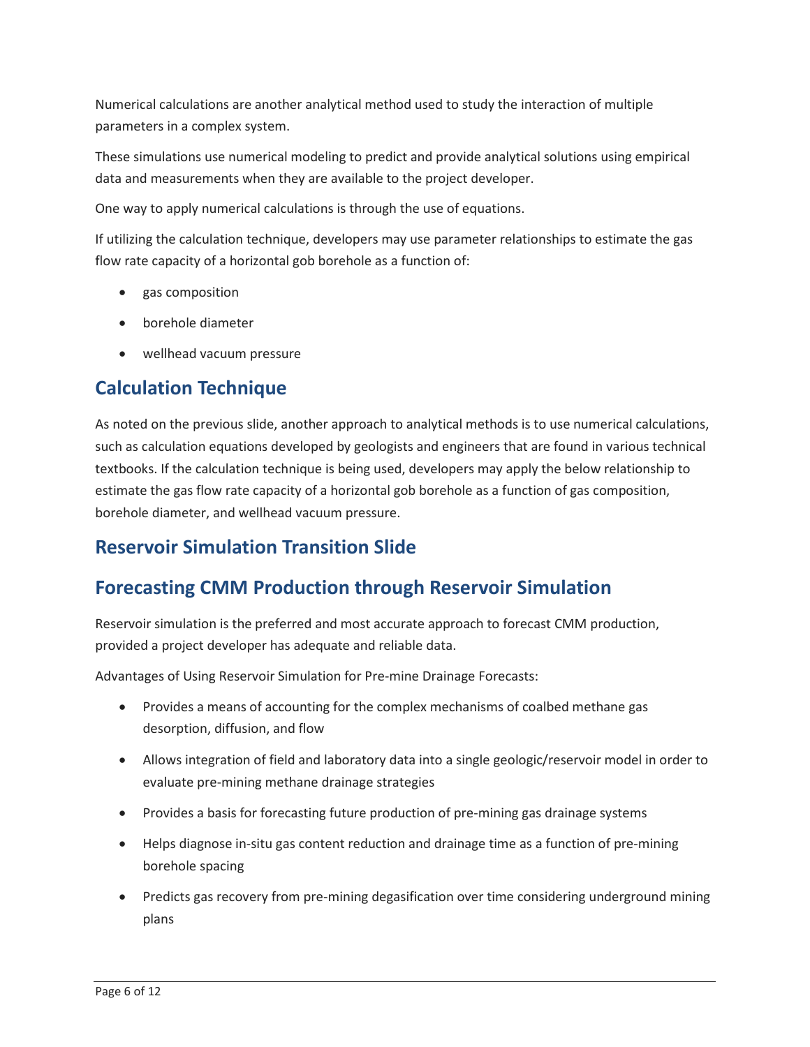Numerical calculations are another analytical method used to study the interaction of multiple parameters in a complex system.

These simulations use numerical modeling to predict and provide analytical solutions using empirical data and measurements when they are available to the project developer.

One way to apply numerical calculations is through the use of equations.

If utilizing the calculation technique, developers may use parameter relationships to estimate the gas flow rate capacity of a horizontal gob borehole as a function of:

- gas composition
- borehole diameter
- wellhead vacuum pressure

## Calculation Technique

As noted on the previous slide, another approach to analytical methods is to use numerical calculations, such as calculation equations developed by geologists and engineers that are found in various technical textbooks. If the calculation technique is being used, developers may apply the below relationship to estimate the gas flow rate capacity of a horizontal gob borehole as a function of gas composition, borehole diameter, and wellhead vacuum pressure.

## Reservoir Simulation Transition Slide

## Forecasting CMM Production through Reservoir Simulation

Reservoir simulation is the preferred and most accurate approach to forecast CMM production, provided a project developer has adequate and reliable data.

Advantages of Using Reservoir Simulation for Pre-mine Drainage Forecasts:

- Provides a means of accounting for the complex mechanisms of coalbed methane gas desorption, diffusion, and flow
- Allows integration of field and laboratory data into a single geologic/reservoir model in order to evaluate pre-mining methane drainage strategies
- Provides a basis for forecasting future production of pre-mining gas drainage systems
- Helps diagnose in-situ gas content reduction and drainage time as a function of pre-mining borehole spacing
- Predicts gas recovery from pre-mining degasification over time considering underground mining plans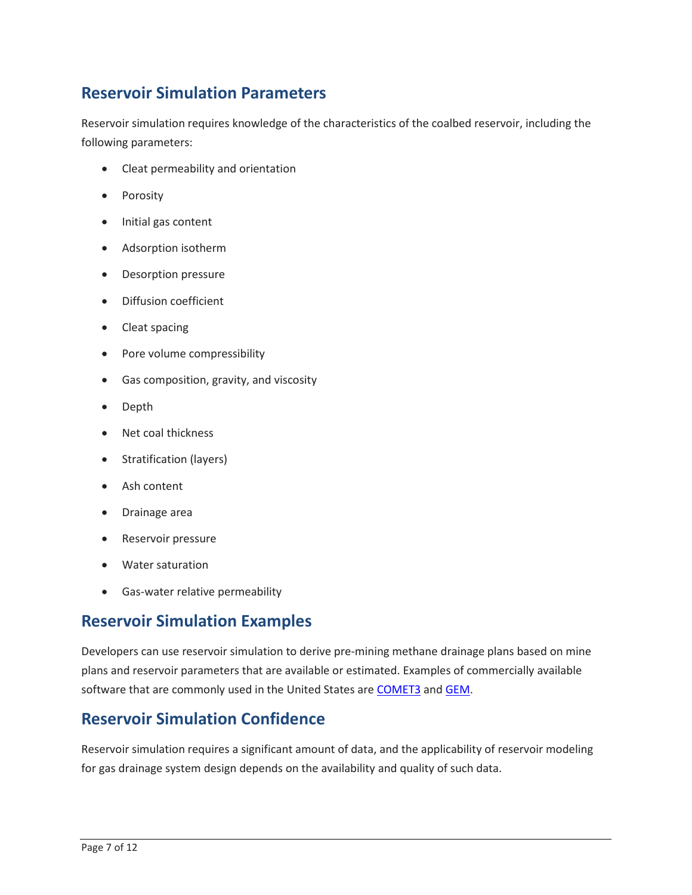## Reservoir Simulation Parameters

Reservoir simulation requires knowledge of the characteristics of the coalbed reservoir, including the following parameters:

- Cleat permeability and orientation
- Porosity
- Initial gas content
- Adsorption isotherm
- Desorption pressure
- Diffusion coefficient
- Cleat spacing
- Pore volume compressibility
- Gas composition, gravity, and viscosity
- Depth
- Net coal thickness
- Stratification (layers)
- Ash content
- Drainage area
- Reservoir pressure
- Water saturation
- Gas-water relative permeability

## Reservoir Simulation Examples

Developers can use reservoir simulation to derive pre-mining methane drainage plans based on mine plans and reservoir parameters that are available or estimated. Examples of commercially available software that are commonly used in the United States are COMET3 and GEM.

## Reservoir Simulation Confidence

Reservoir simulation requires a significant amount of data, and the applicability of reservoir modeling for gas drainage system design depends on the availability and quality of such data.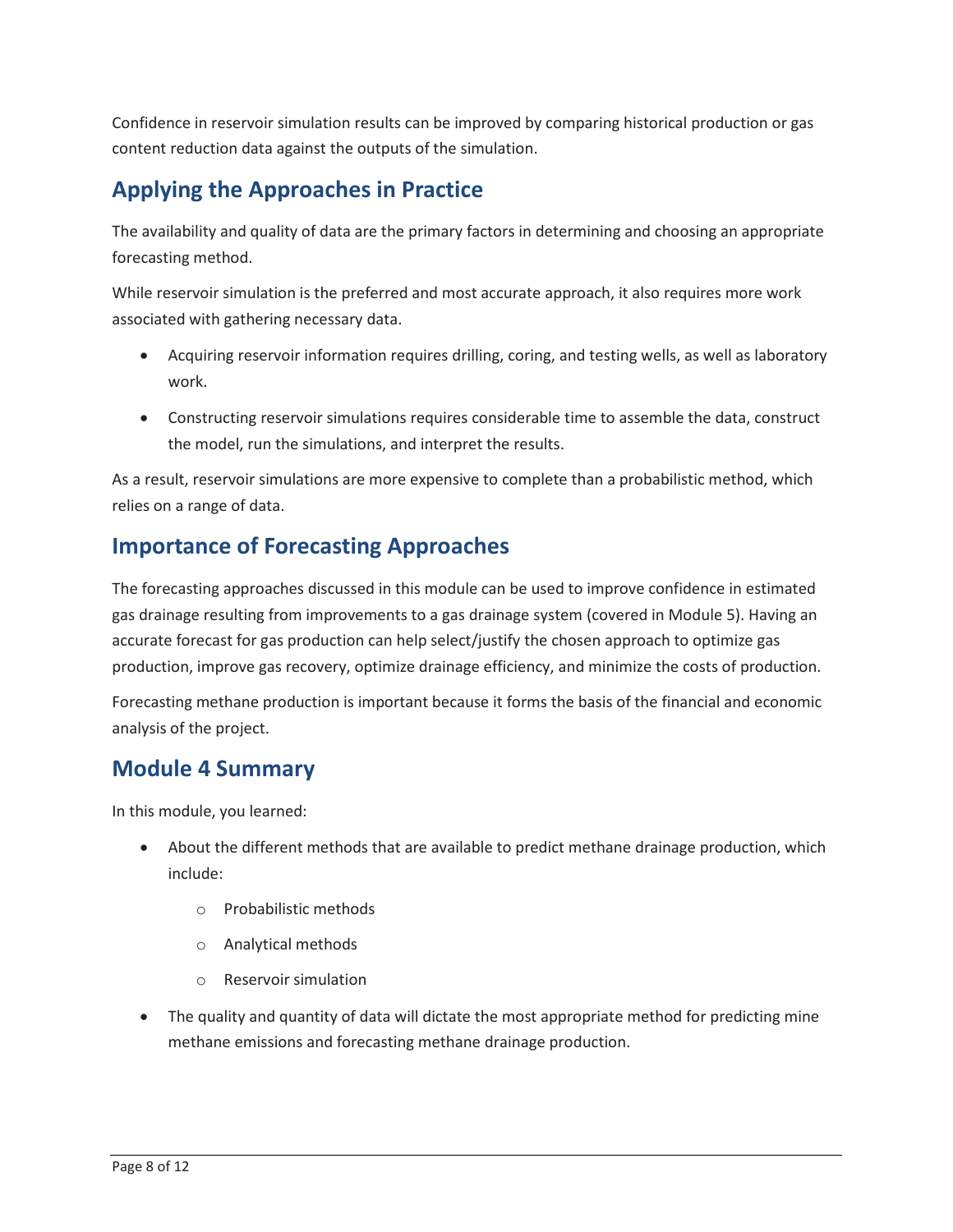Confidence in reservoir simulation results can be improved by comparing historical production or gas content reduction data against the outputs of the simulation.

## Applying the Approaches in Practice

The availability and quality of data are the primary factors in determining and choosing an appropriate forecasting method.

While reservoir simulation is the preferred and most accurate approach, it also requires more work associated with gathering necessary data.

- Acquiring reservoir information requires drilling, coring, and testing wells, as well as laboratory work.
- Constructing reservoir simulations requires considerable time to assemble the data, construct the model, run the simulations, and interpret the results.

As a result, reservoir simulations are more expensive to complete than a probabilistic method, which relies on a range of data.

## Importance of Forecasting Approaches

The forecasting approaches discussed in this module can be used to improve confidence in estimated gas drainage resulting from improvements to a gas drainage system (covered in Module 5). Having an accurate forecast for gas production can help select/justify the chosen approach to optimize gas production, improve gas recovery, optimize drainage efficiency, and minimize the costs of production.

Forecasting methane production is important because it forms the basis of the financial and economic analysis of the project.

## Module 4 Summary

In this module, you learned:

- About the different methods that are available to predict methane drainage production, which include:
  - Probabilistic methods
  - Analytical methods
  - Reservoir simulation
- The quality and quantity of data will dictate the most appropriate method for predicting mine methane emissions and forecasting methane drainage production.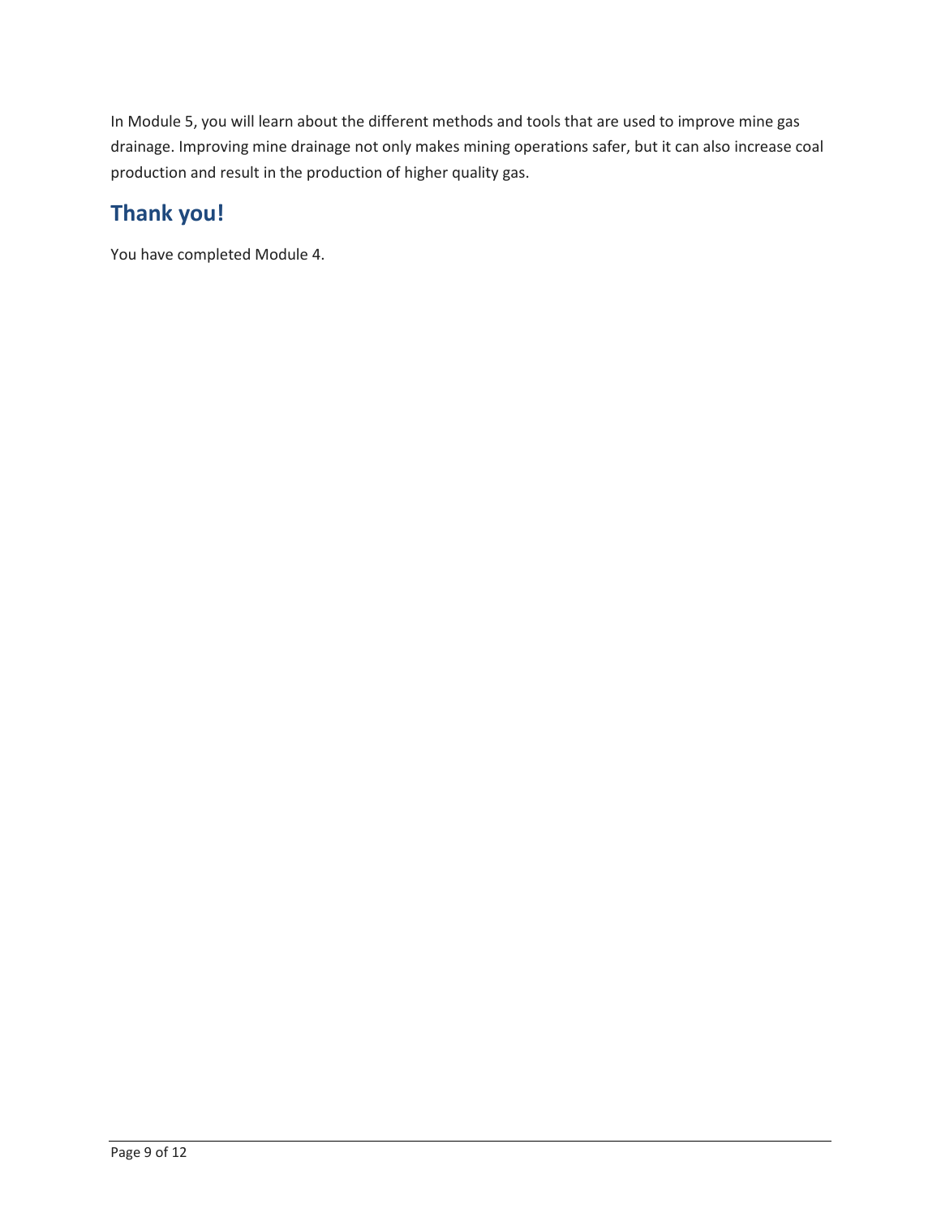In Module 5, you will learn about the different methods and tools that are used to improve mine gas drainage. Improving mine drainage not only makes mining operations safer, but it can also increase coal production and result in the production of higher quality gas.

## Thank you!

You have completed Module 4.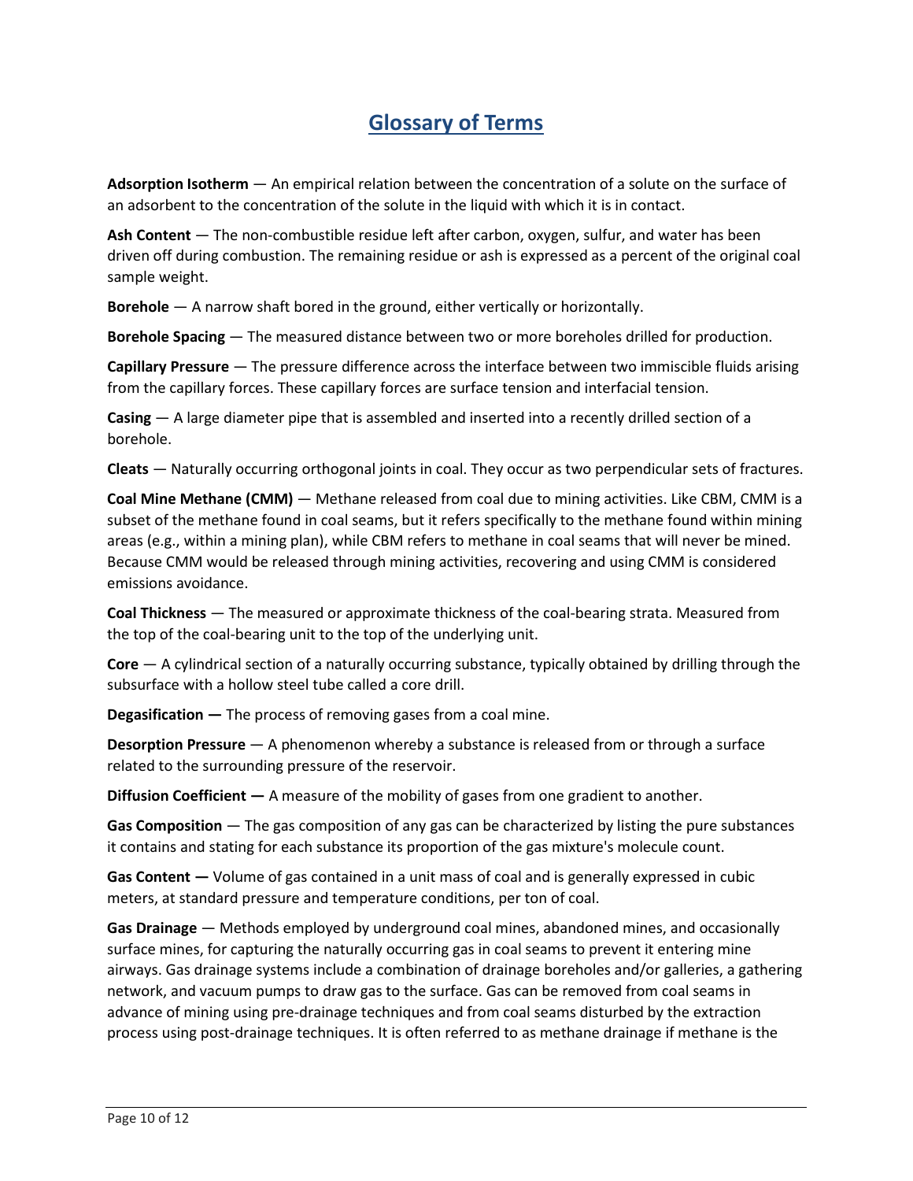# Glossary of Terms

**Adsorption Isotherm** — An empirical relation between the concentration of a solute on the surface of an adsorbent to the concentration of the solute in the liquid with which it is in contact.

**Ash Content** — The non-combustible residue left after carbon, oxygen, sulfur, and water has been driven off during combustion. The remaining residue or ash is expressed as a percent of the original coal sample weight.

**Borehole** — A narrow shaft bored in the ground, either vertically or horizontally.

**Borehole Spacing** — The measured distance between two or more boreholes drilled for production.

**Capillary Pressure** — The pressure difference across the interface between two immiscible fluids arising from the capillary forces. These capillary forces are surface tension and interfacial tension.

**Casing** — A large diameter pipe that is assembled and inserted into a recently drilled section of a borehole.

**Cleats** — Naturally occurring orthogonal joints in coal. They occur as two perpendicular sets of fractures.

**Coal Mine Methane (CMM)** — Methane released from coal due to mining activities. Like CBM, CMM is a subset of the methane found in coal seams, but it refers specifically to the methane found within mining areas (e.g., within a mining plan), while CBM refers to methane in coal seams that will never be mined. Because CMM would be released through mining activities, recovering and using CMM is considered emissions avoidance.

**Coal Thickness** — The measured or approximate thickness of the coal-bearing strata. Measured from the top of the coal-bearing unit to the top of the underlying unit.

**Core** — A cylindrical section of a naturally occurring substance, typically obtained by drilling through the subsurface with a hollow steel tube called a core drill.

**Degasification —** The process of removing gases from a coal mine.

**Desorption Pressure** — A phenomenon whereby a substance is released from or through a surface related to the surrounding pressure of the reservoir.

**Diffusion Coefficient —** A measure of the mobility of gases from one gradient to another.

**Gas Composition** — The gas composition of any gas can be characterized by listing the pure substances it contains and stating for each substance its proportion of the gas mixture's molecule count.

**Gas Content —** Volume of gas contained in a unit mass of coal and is generally expressed in cubic meters, at standard pressure and temperature conditions, per ton of coal.

**Gas Drainage** — Methods employed by underground coal mines, abandoned mines, and occasionally surface mines, for capturing the naturally occurring gas in coal seams to prevent it entering mine airways. Gas drainage systems include a combination of drainage boreholes and/or galleries, a gathering network, and vacuum pumps to draw gas to the surface. Gas can be removed from coal seams in advance of mining using pre-drainage techniques and from coal seams disturbed by the extraction process using post-drainage techniques. It is often referred to as methane drainage if methane is the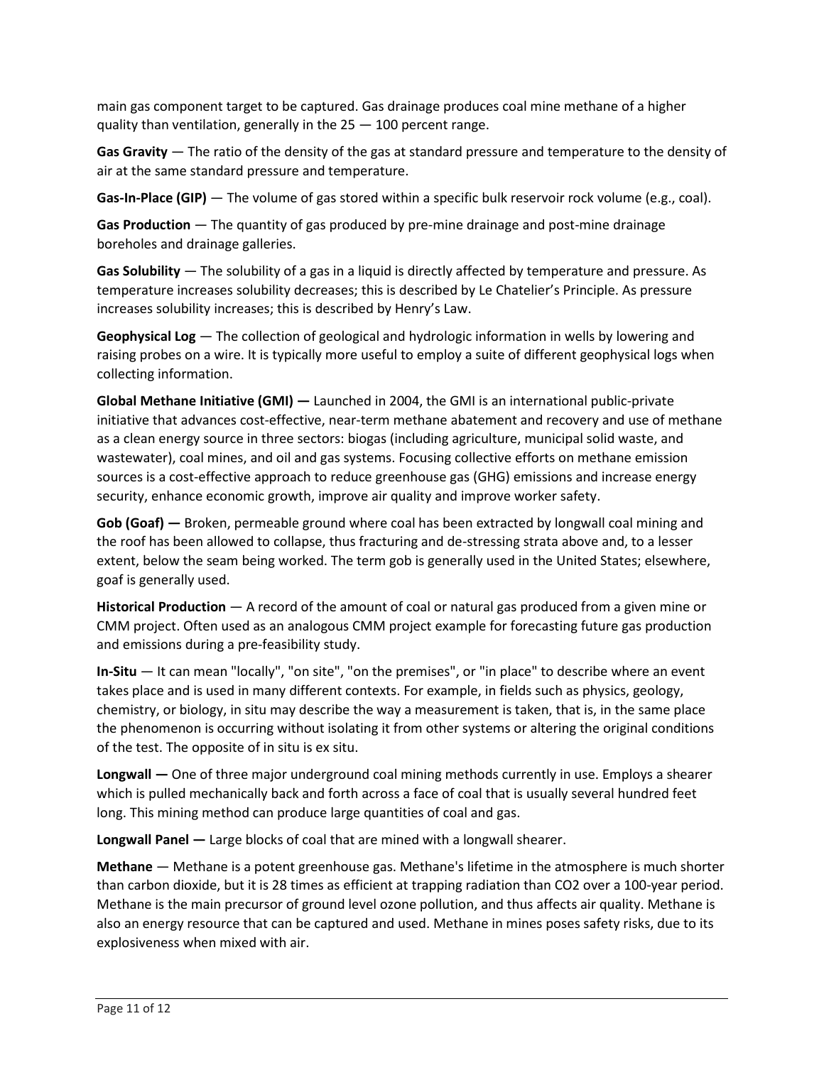main gas component target to be captured. Gas drainage produces coal mine methane of a higher quality than ventilation, generally in the 25 — 100 percent range.

**Gas Gravity** — The ratio of the density of the gas at standard pressure and temperature to the density of air at the same standard pressure and temperature.

**Gas-In-Place (GIP)** — The volume of gas stored within a specific bulk reservoir rock volume (e.g., coal).

**Gas Production** — The quantity of gas produced by pre-mine drainage and post-mine drainage boreholes and drainage galleries.

**Gas Solubility** — The solubility of a gas in a liquid is directly affected by temperature and pressure. As temperature increases solubility decreases; this is described by Le Chatelier's Principle. As pressure increases solubility increases; this is described by Henry's Law.

**Geophysical Log** — The collection of geological and hydrologic information in wells by lowering and raising probes on a wire. It is typically more useful to employ a suite of different geophysical logs when collecting information.

**Global Methane Initiative (GMI) —** Launched in 2004, the GMI is an international public-private initiative that advances cost-effective, near-term methane abatement and recovery and use of methane as a clean energy source in three sectors: biogas (including agriculture, municipal solid waste, and wastewater), coal mines, and oil and gas systems. Focusing collective efforts on methane emission sources is a cost-effective approach to reduce greenhouse gas (GHG) emissions and increase energy security, enhance economic growth, improve air quality and improve worker safety.

**Gob (Goaf) —** Broken, permeable ground where coal has been extracted by longwall coal mining and the roof has been allowed to collapse, thus fracturing and de-stressing strata above and, to a lesser extent, below the seam being worked. The term gob is generally used in the United States; elsewhere, goaf is generally used.

**Historical Production** — A record of the amount of coal or natural gas produced from a given mine or CMM project. Often used as an analogous CMM project example for forecasting future gas production and emissions during a pre-feasibility study.

**In-Situ** — It can mean "locally", "on site", "on the premises", or "in place" to describe where an event takes place and is used in many different contexts. For example, in fields such as physics, geology, chemistry, or biology, in situ may describe the way a measurement is taken, that is, in the same place the phenomenon is occurring without isolating it from other systems or altering the original conditions of the test. The opposite of in situ is ex situ.

**Longwall —** One of three major underground coal mining methods currently in use. Employs a shearer which is pulled mechanically back and forth across a face of coal that is usually several hundred feet long. This mining method can produce large quantities of coal and gas.

**Longwall Panel —** Large blocks of coal that are mined with a longwall shearer.

**Methane** — Methane is a potent greenhouse gas. Methane's lifetime in the atmosphere is much shorter than carbon dioxide, but it is 28 times as efficient at trapping radiation than $CO_2$ over a 100-year period. Methane is the main precursor of ground level ozone pollution, and thus affects air quality. Methane is also an energy resource that can be captured and used. Methane in mines poses safety risks, due to its explosiveness when mixed with air.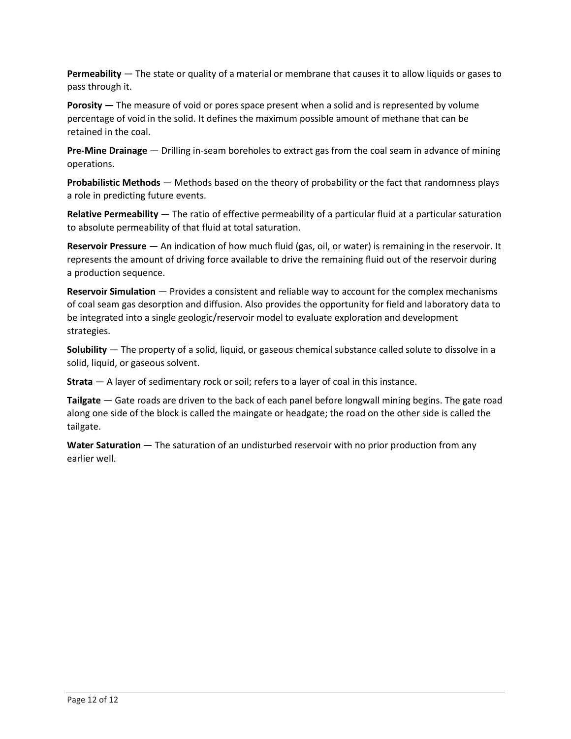**Permeability** — The state or quality of a material or membrane that causes it to allow liquids or gases to pass through it.

**Porosity —** The measure of void or pores space present when a solid and is represented by volume percentage of void in the solid. It defines the maximum possible amount of methane that can be retained in the coal.

**Pre-Mine Drainage** — Drilling in-seam boreholes to extract gas from the coal seam in advance of mining operations.

**Probabilistic Methods** — Methods based on the theory of probability or the fact that randomness plays a role in predicting future events.

**Relative Permeability** — The ratio of effective permeability of a particular fluid at a particular saturation to absolute permeability of that fluid at total saturation.

**Reservoir Pressure** — An indication of how much fluid (gas, oil, or water) is remaining in the reservoir. It represents the amount of driving force available to drive the remaining fluid out of the reservoir during a production sequence.

**Reservoir Simulation** — Provides a consistent and reliable way to account for the complex mechanisms of coal seam gas desorption and diffusion. Also provides the opportunity for field and laboratory data to be integrated into a single geologic/reservoir model to evaluate exploration and development strategies.

**Solubility** — The property of a solid, liquid, or gaseous chemical substance called solute to dissolve in a solid, liquid, or gaseous solvent.

**Strata** — A layer of sedimentary rock or soil; refers to a layer of coal in this instance.

**Tailgate** — Gate roads are driven to the back of each panel before longwall mining begins. The gate road along one side of the block is called the maingate or headgate; the road on the other side is called the tailgate.

**Water Saturation** — The saturation of an undisturbed reservoir with no prior production from any earlier well.